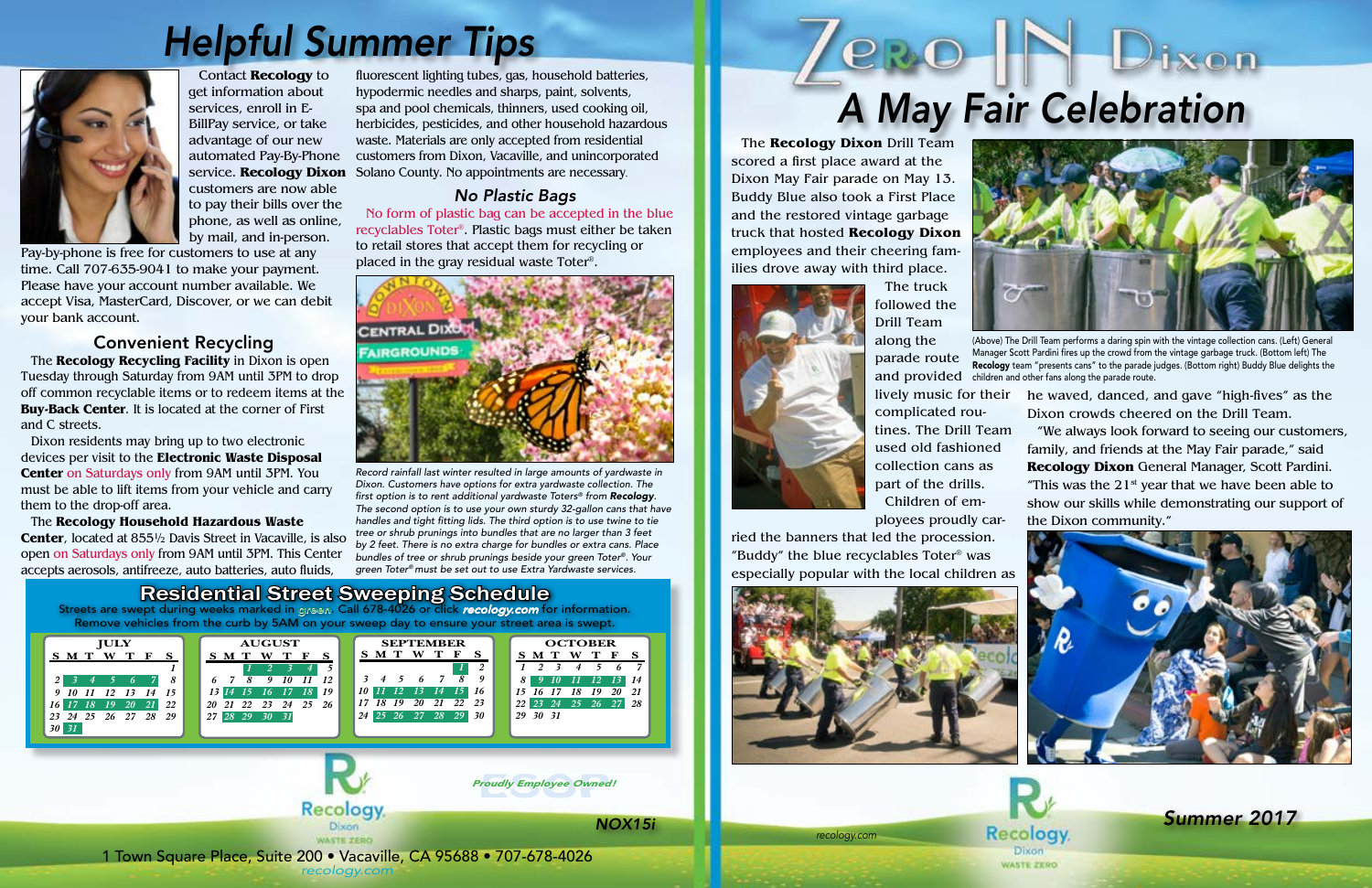# Helpful Summer Tips

Contact **Recology** to get information about services, enroll in E-BillPay service, or take advantage of our new automated Pay-By-Phone service. **Recology Dixon** customers are now able to pay their bills over the phone, as well as online, by mail, and in-person. Pay-by-phone is free for customers to use at any time. Call 707-635-9041 to make your payment. Please have your account number available. We accept Visa, MasterCard, Discover, or we can debit your bank account.

## Convenient Recycling

The **Recology Recycling Facility** in Dixon is open Tuesday through Saturday from 9AM until 3PM to drop off common recyclable items or to redeem items at the **Buy-Back Center**. It is located at the corner of First and C streets.

Dixon residents may bring up to two electronic devices per visit to the **Electronic Waste Disposal Center** on Saturdays only from 9AM until 3PM. You must be able to lift items from your vehicle and carry them to the drop-off area.

The **Recology Household Hazardous Waste Center**, located at 855½ Davis Street in Vacaville, is also open on Saturdays only from 9AM until 3PM. This Center accepts aerosols, antifreeze, auto batteries, auto fluids, fluorescent lighting tubes, gas, household batteries, hypodermic needles and sharps, paint, solvents, spa and pool chemicals, thinners, used cooking oil, herbicides, pesticides, and other household hazardous waste. Materials are only accepted from residential customers from Dixon, Vacaville, and unincorporated Solano County. No appointments are necessary.

### *No Plastic Bags*

No form of plastic bag can be accepted in the blue recyclables Toter®. Plastic bags must either be taken to retail stores that accept them for recycling or placed in the gray residual waste Toter®.

*Record rainfall last winter resulted in large amounts of yardwaste in Dixon. Customers have options for extra yardwaste collection. The first option is to rent additional yardwaste Toters® from **Recology**. The second option is to use your own sturdy 32-gallon cans that have handles and tight fitting lids. The third option is to use twine to tie tree or shrub prunings into bundles that are no larger than 3 feet by 2 feet. There is no extra charge for bundles or extra cans. Place bundles of tree or shrub prunings beside your green Toter®. Your green Toter® must be set out to use Extra Yardwaste services.*

## Residential Street Sweeping Schedule

Streets are swept during weeks marked in green. Call 678-4026 or click *recology.com* for information. Remove vehicles from the curb by 5AM on your sweep day to ensure your street area is swept.

**JULY**

| S | M | T | W | T | F | S |
|---|---|---|---|---|---|---|
| | | | | | | 1 |
| 2 | 3 | 4 | 5 | 6 | 7 | 8 |
| 9 | 10 | 11 | 12 | 13 | 14 | 15 |
| 16 | 17 | 18 | 19 | 20 | 21 | 22 |
| 23 | 24 | 25 | 26 | 27 | 28 | 29 |
| 30 | 31 | | | | | |

**AUGUST**

| S | M | T | W | T | F | S |
|---|---|---|---|---|---|---|
| | | 1 | 2 | 3 | 4 | 5 |
| 6 | 7 | 8 | 9 | 10 | 11 | 12 |
| 13 | 14 | 15 | 16 | 17 | 18 | 19 |
| 20 | 21 | 22 | 23 | 24 | 25 | 26 |
| 27 | 28 | 29 | 30 | 31 | | |

**SEPTEMBER**

| S | M | T | W | T | F | S |
|---|---|---|---|---|---|---|
| | | | | | 1 | 2 |
| 3 | 4 | 5 | 6 | 7 | 8 | 9 |
| 10 | 11 | 12 | 13 | 14 | 15 | 16 |
| 17 | 18 | 19 | 20 | 21 | 22 | 23 |
| 24 | 25 | 26 | 27 | 28 | 29 | 30 |

**OCTOBER**

| S | M | T | W | T | F | S |
|---|---|---|---|---|---|---|
| 1 | 2 | 3 | 4 | 5 | 6 | 7 |
| 8 | 9 | 10 | 11 | 12 | 13 | 14 |
| 15 | 16 | 17 | 18 | 19 | 20 | 21 |
| 22 | 23 | 24 | 25 | 26 | 27 | 28 |
| 29 | 30 | 31 | | | | |

Recology Dixon WASTE ZERO

*Proudly Employee Owned!*

1 Town Square Place, Suite 200 • Vacaville, CA 95688 • 707-678-4026
recology.com

# Zero IN Dixon
# *A May Fair Celebration*

The **Recology Dixon** Drill Team scored a first place award at the Dixon May Fair parade on May 13. Buddy Blue also took a First Place and the restored vintage garbage truck that hosted **Recology Dixon** employees and their cheering families drove away with third place.

The truck followed the Drill Team along the parade route and provided lively music for their complicated routines. The Drill Team used old fashioned collection cans as part of the drills.

Children of employees proudly carried the banners that led the procession. "Buddy" the blue recyclables Toter® was especially popular with the local children as he waved, danced, and gave "high-fives" as the Dixon crowds cheered on the Drill Team.

"We always look forward to seeing our customers, family, and friends at the May Fair parade," said **Recology Dixon** General Manager, Scott Pardini. "This was the 21st year that we have been able to show our skills while demonstrating our support of the Dixon community."

(Above) The Drill Team performs a daring spin with the vintage collection cans. (Left) General Manager Scott Pardini fires up the crowd from the vintage garbage truck. (Bottom left) The **Recology** team "presents cans" to the parade judges. (Bottom right) Buddy Blue delights the children and other fans along the parade route.

recology.com

Recology Dixon WASTE ZERO

*Summer 2017*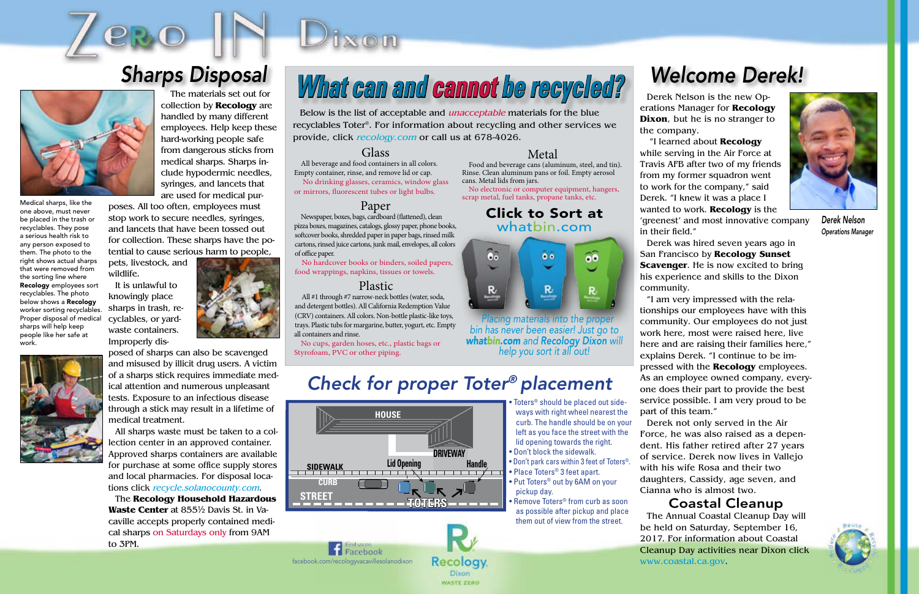# Zero IN Dixon

## Sharps Disposal

The materials set out for collection by **Recology** are handled by many different employees. Help keep these hard-working people safe from dangerous sticks from medical sharps. Sharps include hypodermic needles, syringes, and lancets that are used for medical purposes. All too often, employees must stop work to secure needles, syringes, and lancets that have been tossed out for collection. These sharps have the potential to cause serious harm to people, pets, livestock, and wildlife.

It is unlawful to knowingly place sharps in trash, recyclables, or yard-waste containers. Improperly disposed of sharps can also be scavenged and misused by illicit drug users. A victim of a sharps stick requires immediate medical attention and numerous unpleasant tests. Exposure to an infectious disease through a stick may result in a lifetime of medical treatment.

All sharps waste must be taken to a collection center in an approved container. Approved sharps containers are available for purchase at some office supply stores and local pharmacies. For disposal locations click *recycle.solanocounty.com*.

The **Recology Household Hazardous Waste Center** at 855½ Davis St. in Vacaville accepts properly contained medical sharps on Saturdays only from 9AM to 3PM.

Medical sharps, like the one above, must never be placed in the trash or recyclables. They pose a serious health risk to any person exposed to them. The photo to the right shows actual sharps that were removed from the sorting line where **Recology** employees sort recyclables. The photo below shows a **Recology** worker sorting recyclables. Proper disposal of medical sharps will help keep people like her safe at work.

## What can and cannot be recycled?

Below is the list of acceptable and *unacceptable* materials for the blue recyclables Toter®. For information about recycling and other services we provide, click *recology.com* or call us at 678-4026.

### Glass

All beverage and food containers in all colors. Empty container, rinse, and remove lid or cap.

*No drinking glasses, ceramics, window glass or mirrors, fluorescent tubes or light bulbs.*

### Paper

Newspaper, boxes, bags, cardboard (flattened), clean pizza boxes, magazines, catalogs, glossy paper, phone books, softcover books, shredded paper in paper bags, rinsed milk cartons, rinsed juice cartons, junk mail, envelopes, all colors of office paper.

*No hardcover books or binders, soiled papers, food wrappings, napkins, tissues or towels.*

### Plastic

All #1 through #7 narrow-neck bottles (water, soda, and detergent bottles). All California Redemption Value (CRV) containers. All colors. Non-bottle plastic-like toys, trays. Plastic tubs for margarine, butter, yogurt, etc. Empty all containers and rinse.

*No cups, garden hoses, etc., plastic bags or Styrofoam, PVC or other piping.*

### Metal

Food and beverage cans (aluminum, steel, and tin). Rinse. Clean aluminum pans or foil. Empty aerosol cans. Metal lids from jars.

*No electronic or computer equipment, hangers, scrap metal, fuel tanks, propane tanks, etc.*

**Click to Sort at whatbin.com**

*Placing materials into the proper bin has never been easier! Just go to **whatbin.com** and Recology Dixon will help you sort it all out!*

## Check for proper Toter® placement

HOUSE
DRIVEWAY
SIDEWALK
Lid Opening
Handle
CURB
STREET
TOTERS

- Toters® should be placed out sideways with right wheel nearest the curb. The handle should be on your left as you face the street with the lid opening towards the right.
- Don't block the sidewalk.
- Don't park cars within 3 feet of Toters®.
- Place Toters® 3 feet apart.
- Put Toters® out by 6AM on your pickup day.
- Remove Toters® from curb as soon as possible after pickup and place them out of view from the street.

Find us on Facebook
facebook.com/recologyvacavillesolanodixon

Recology Dixon WASTE ZERO

## Welcome Derek!

Derek Nelson is the new Operations Manager for **Recology Dixon**, but he is no stranger to the company.

"I learned about **Recology** while serving in the Air Force at Travis AFB after two of my friends from my former squadron went to work for the company," said Derek. "I knew it was a place I wanted to work. **Recology** is the 'greenest' and most innovative company in their field."

Derek was hired seven years ago in San Francisco by **Recology Sunset Scavenger**. He is now excited to bring his experience and skills to the Dixon community.

"I am very impressed with the relationships our employees have with this community. Our employees do not just work here, most were raised here, live here and are raising their families here," explains Derek. "I continue to be impressed with the **Recology** employees. As an employee owned company, everyone does their part to provide the best service possible. I am very proud to be part of this team."

Derek not only served in the Air Force, he was also raised as a dependent. His father retired after 27 years of service. Derek now lives in Vallejo with his wife Rosa and their two daughters, Cassidy, age seven, and Cianna who is almost two.

*Derek Nelson*
*Operations Manager*

### Coastal Cleanup

The Annual Coastal Cleanup Day will be held on Saturday, September 16, 2017. For information about Coastal Cleanup Day activities near Dixon click www.coastal.ca.gov.